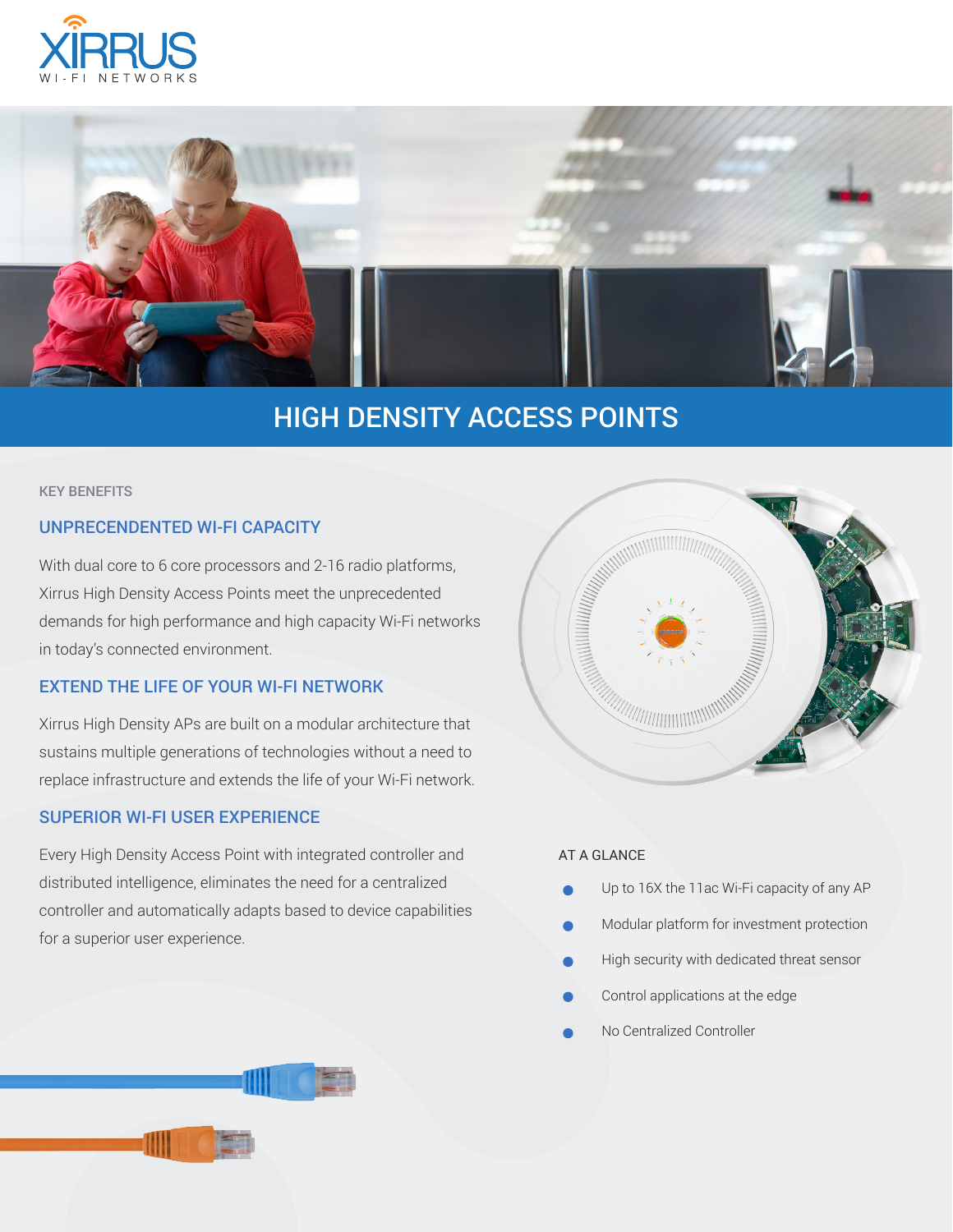XIRRUS
WI-FI NETWORKS

# HIGH DENSITY ACCESS POINTS

KEY BENEFITS

## UNPRECENDENTED WI-FI CAPACITY

With dual core to 6 core processors and 2-16 radio platforms, Xirrus High Density Access Points meet the unprecedented demands for high performance and high capacity Wi-Fi networks in today's connected environment.

## EXTEND THE LIFE OF YOUR WI-FI NETWORK

Xirrus High Density APs are built on a modular architecture that sustains multiple generations of technologies without a need to replace infrastructure and extends the life of your Wi-Fi network.

## SUPERIOR WI-FI USER EXPERIENCE

Every High Density Access Point with integrated controller and distributed intelligence, eliminates the need for a centralized controller and automatically adapts based to device capabilities for a superior user experience.

AT A GLANCE

- Up to 16X the 11ac Wi-Fi capacity of any AP
- Modular platform for investment protection
- High security with dedicated threat sensor
- Control applications at the edge
- No Centralized Controller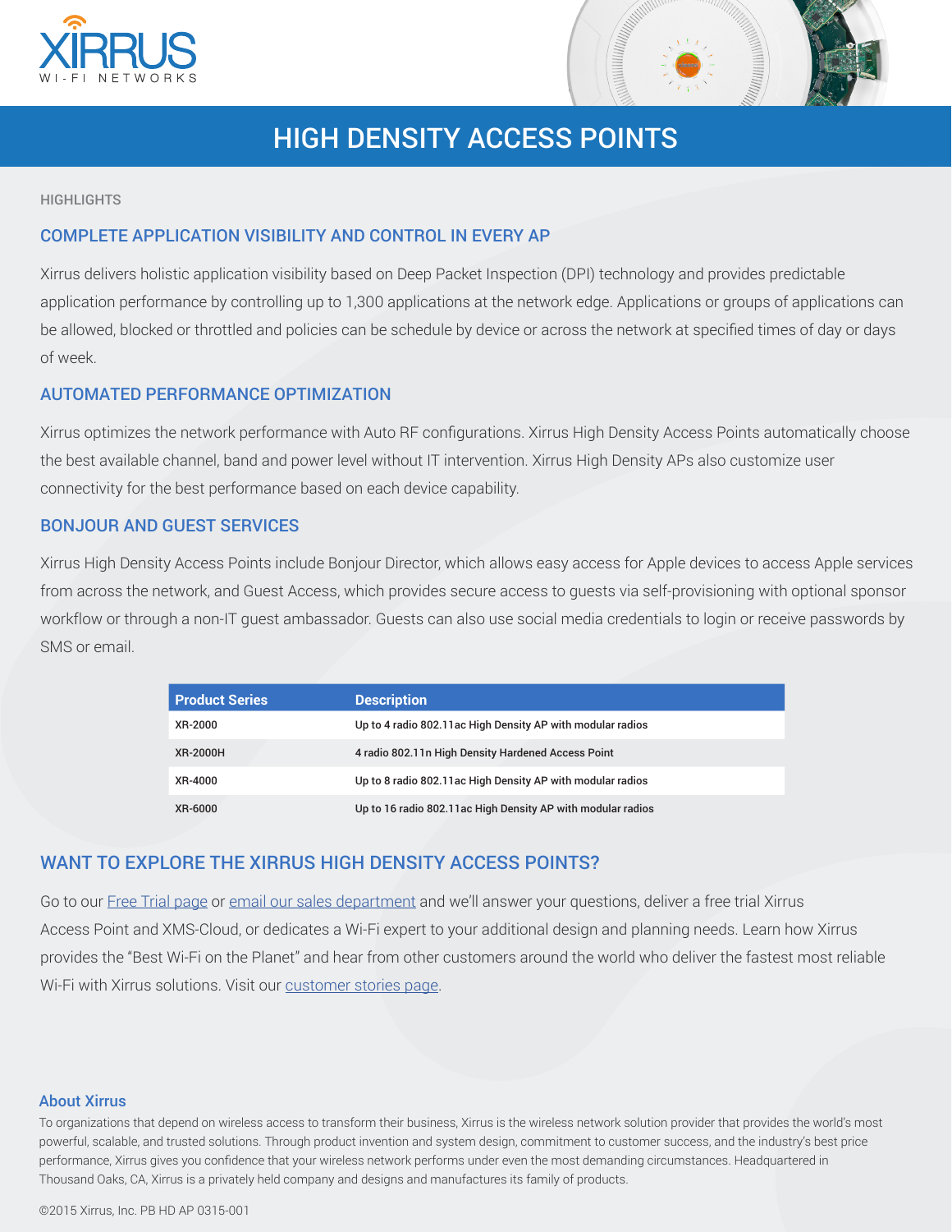# HIGH DENSITY ACCESS POINTS

HIGHLIGHTS

## COMPLETE APPLICATION VISIBILITY AND CONTROL IN EVERY AP

Xirrus delivers holistic application visibility based on Deep Packet Inspection (DPI) technology and provides predictable application performance by controlling up to 1,300 applications at the network edge. Applications or groups of applications can be allowed, blocked or throttled and policies can be schedule by device or across the network at specified times of day or days of week.

## AUTOMATED PERFORMANCE OPTIMIZATION

Xirrus optimizes the network performance with Auto RF configurations. Xirrus High Density Access Points automatically choose the best available channel, band and power level without IT intervention. Xirrus High Density APs also customize user connectivity for the best performance based on each device capability.

## BONJOUR AND GUEST SERVICES

Xirrus High Density Access Points include Bonjour Director, which allows easy access for Apple devices to access Apple services from across the network, and Guest Access, which provides secure access to guests via self-provisioning with optional sponsor workflow or through a non-IT guest ambassador. Guests can also use social media credentials to login or receive passwords by SMS or email.

| Product Series | Description |
|---|---|
| XR-2000 | Up to 4 radio 802.11ac High Density AP with modular radios |
| XR-2000H | 4 radio 802.11n High Density Hardened Access Point |
| XR-4000 | Up to 8 radio 802.11ac High Density AP with modular radios |
| XR-6000 | Up to 16 radio 802.11ac High Density AP with modular radios |

## WANT TO EXPLORE THE XIRRUS HIGH DENSITY ACCESS POINTS?

Go to our Free Trial page or email our sales department and we'll answer your questions, deliver a free trial Xirrus Access Point and XMS-Cloud, or dedicates a Wi-Fi expert to your additional design and planning needs. Learn how Xirrus provides the "Best Wi-Fi on the Planet" and hear from other customers around the world who deliver the fastest most reliable Wi-Fi with Xirrus solutions. Visit our customer stories page.

### About Xirrus

To organizations that depend on wireless access to transform their business, Xirrus is the wireless network solution provider that provides the world's most powerful, scalable, and trusted solutions. Through product invention and system design, commitment to customer success, and the industry's best price performance, Xirrus gives you confidence that your wireless network performs under even the most demanding circumstances. Headquartered in Thousand Oaks, CA, Xirrus is a privately held company and designs and manufactures its family of products.

©2015 Xirrus, Inc. PB HD AP 0315-001